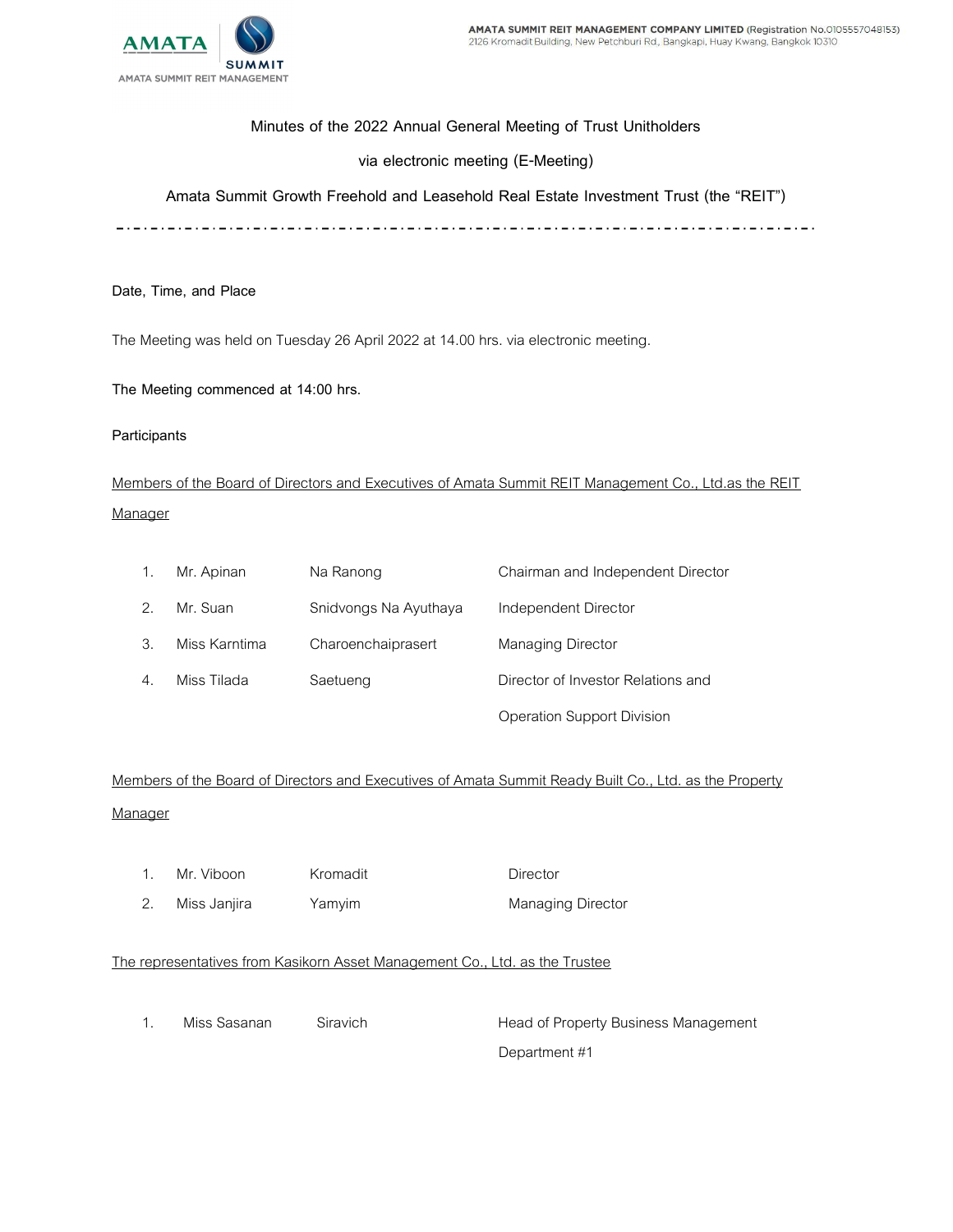AMATA SUMMIT REIT MANAGEMENT COMPANY LIMITED (Registration No.0105557048153)
2126 Kromadit Building, New Petchburi Rd., Bangkapi, Huay Kwang, Bangkok 10310

# Minutes of the 2022 Annual General Meeting of Trust Unitholders

## via electronic meeting (E-Meeting)

## Amata Summit Growth Freehold and Leasehold Real Estate Investment Trust (the "REIT")

---

**Date, Time, and Place**

The Meeting was held on Tuesday 26 April 2022 at 14.00 hrs. via electronic meeting.

**The Meeting commenced at 14:00 hrs.**

**Participants**

Members of the Board of Directors and Executives of Amata Summit REIT Management Co., Ltd.as the REIT Manager

| | | | |
|---|---|---|---|
| 1. | Mr. Apinan | Na Ranong | Chairman and Independent Director |
| 2. | Mr. Suan | Snidvongs Na Ayuthaya | Independent Director |
| 3. | Miss Karntima | Charoenchaiprasert | Managing Director |
| 4. | Miss Tilada | Saetueng | Director of Investor Relations and Operation Support Division |

Members of the Board of Directors and Executives of Amata Summit Ready Built Co., Ltd. as the Property Manager

| | | | |
|---|---|---|---|
| 1. | Mr. Viboon | Kromadit | Director |
| 2. | Miss Janjira | Yamyim | Managing Director |

The representatives from Kasikorn Asset Management Co., Ltd. as the Trustee

| | | | |
|---|---|---|---|
| 1. | Miss Sasanan | Siravich | Head of Property Business Management Department #1 |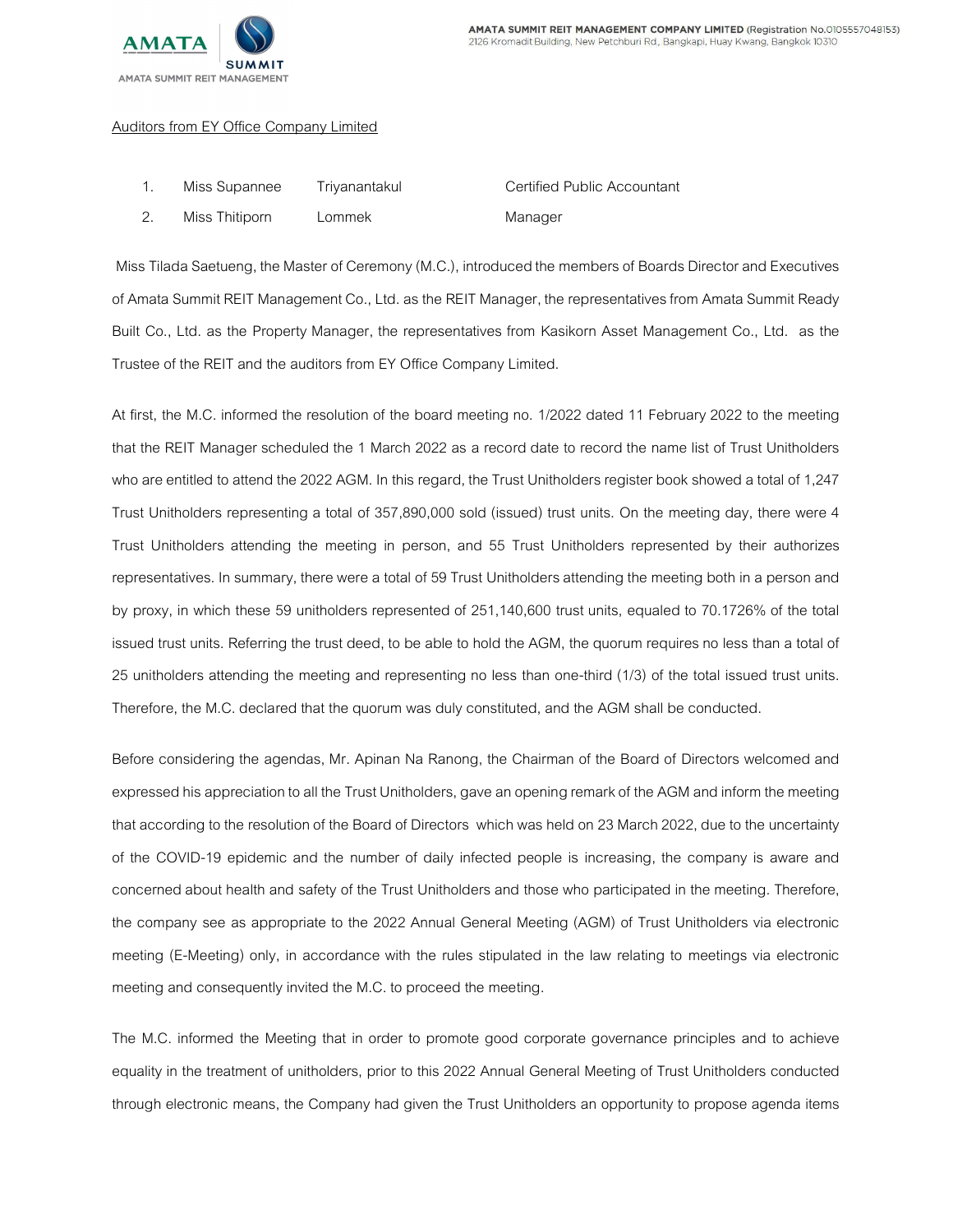Auditors from EY Office Company Limited

| | | | |
|---|---|---|---|
| 1. | Miss Supannee | Triyanantakul | Certified Public Accountant |
| 2. | Miss Thitiporn | Lommek | Manager |

Miss Tilada Saetueng, the Master of Ceremony (M.C.), introduced the members of Boards Director and Executives of Amata Summit REIT Management Co., Ltd. as the REIT Manager, the representatives from Amata Summit Ready Built Co., Ltd. as the Property Manager, the representatives from Kasikorn Asset Management Co., Ltd. as the Trustee of the REIT and the auditors from EY Office Company Limited.

At first, the M.C. informed the resolution of the board meeting no. 1/2022 dated 11 February 2022 to the meeting that the REIT Manager scheduled the 1 March 2022 as a record date to record the name list of Trust Unitholders who are entitled to attend the 2022 AGM. In this regard, the Trust Unitholders register book showed a total of 1,247 Trust Unitholders representing a total of 357,890,000 sold (issued) trust units. On the meeting day, there were 4 Trust Unitholders attending the meeting in person, and 55 Trust Unitholders represented by their authorizes representatives. In summary, there were a total of 59 Trust Unitholders attending the meeting both in a person and by proxy, in which these 59 unitholders represented of 251,140,600 trust units, equaled to 70.1726% of the total issued trust units. Referring the trust deed, to be able to hold the AGM, the quorum requires no less than a total of 25 unitholders attending the meeting and representing no less than one-third (1/3) of the total issued trust units. Therefore, the M.C. declared that the quorum was duly constituted, and the AGM shall be conducted.

Before considering the agendas, Mr. Apinan Na Ranong, the Chairman of the Board of Directors welcomed and expressed his appreciation to all the Trust Unitholders, gave an opening remark of the AGM and inform the meeting that according to the resolution of the Board of Directors which was held on 23 March 2022, due to the uncertainty of the COVID-19 epidemic and the number of daily infected people is increasing, the company is aware and concerned about health and safety of the Trust Unitholders and those who participated in the meeting. Therefore, the company see as appropriate to the 2022 Annual General Meeting (AGM) of Trust Unitholders via electronic meeting (E-Meeting) only, in accordance with the rules stipulated in the law relating to meetings via electronic meeting and consequently invited the M.C. to proceed the meeting.

The M.C. informed the Meeting that in order to promote good corporate governance principles and to achieve equality in the treatment of unitholders, prior to this 2022 Annual General Meeting of Trust Unitholders conducted through electronic means, the Company had given the Trust Unitholders an opportunity to propose agenda items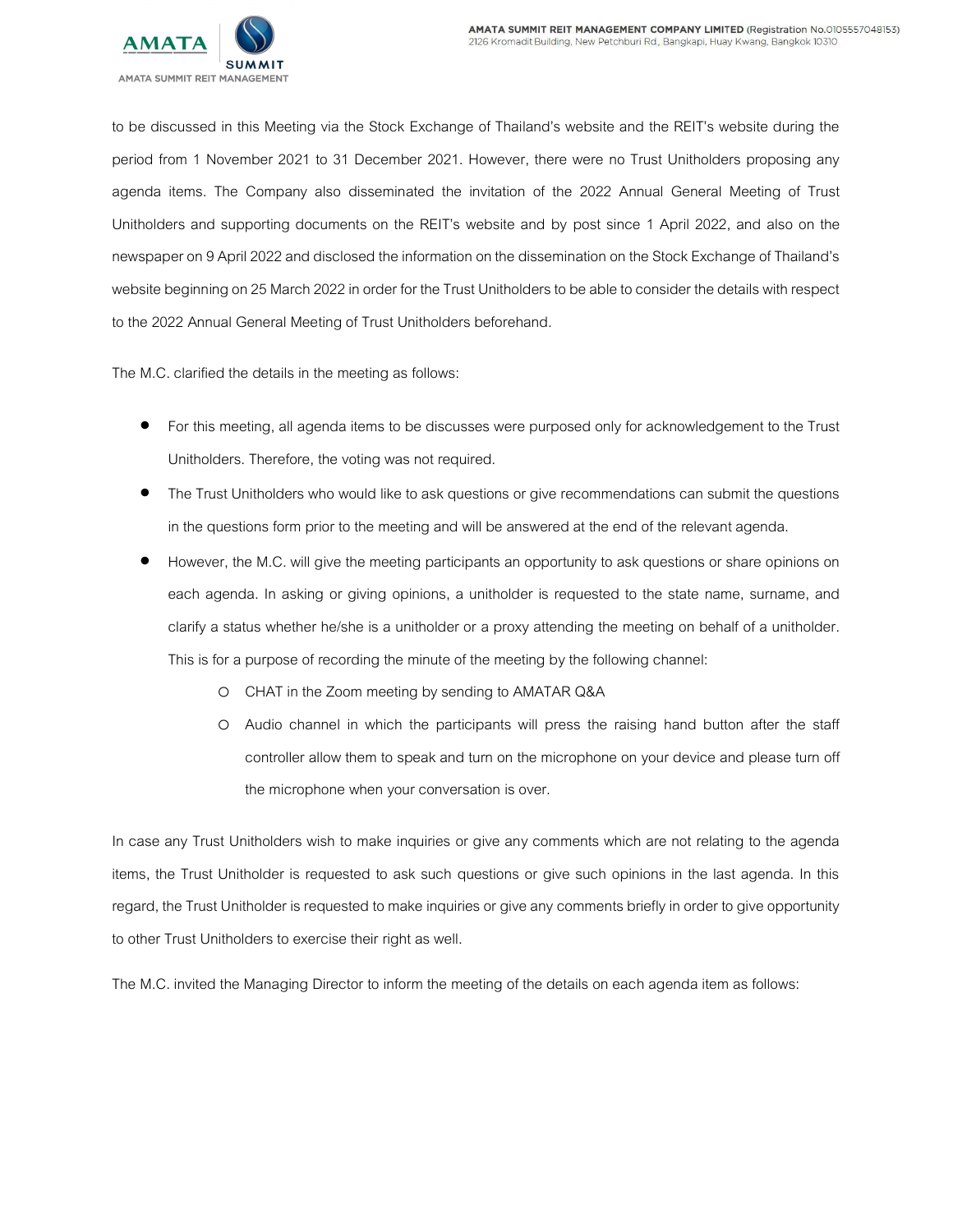to be discussed in this Meeting via the Stock Exchange of Thailand's website and the REIT's website during the period from 1 November 2021 to 31 December 2021. However, there were no Trust Unitholders proposing any agenda items. The Company also disseminated the invitation of the 2022 Annual General Meeting of Trust Unitholders and supporting documents on the REIT's website and by post since 1 April 2022, and also on the newspaper on 9 April 2022 and disclosed the information on the dissemination on the Stock Exchange of Thailand's website beginning on 25 March 2022 in order for the Trust Unitholders to be able to consider the details with respect to the 2022 Annual General Meeting of Trust Unitholders beforehand.

The M.C. clarified the details in the meeting as follows:

- For this meeting, all agenda items to be discusses were purposed only for acknowledgement to the Trust Unitholders. Therefore, the voting was not required.
- The Trust Unitholders who would like to ask questions or give recommendations can submit the questions in the questions form prior to the meeting and will be answered at the end of the relevant agenda.
- However, the M.C. will give the meeting participants an opportunity to ask questions or share opinions on each agenda. In asking or giving opinions, a unitholder is requested to the state name, surname, and clarify a status whether he/she is a unitholder or a proxy attending the meeting on behalf of a unitholder. This is for a purpose of recording the minute of the meeting by the following channel:
    - CHAT in the Zoom meeting by sending to AMATAR Q&A
    - Audio channel in which the participants will press the raising hand button after the staff controller allow them to speak and turn on the microphone on your device and please turn off the microphone when your conversation is over.

In case any Trust Unitholders wish to make inquiries or give any comments which are not relating to the agenda items, the Trust Unitholder is requested to ask such questions or give such opinions in the last agenda. In this regard, the Trust Unitholder is requested to make inquiries or give any comments briefly in order to give opportunity to other Trust Unitholders to exercise their right as well.

The M.C. invited the Managing Director to inform the meeting of the details on each agenda item as follows: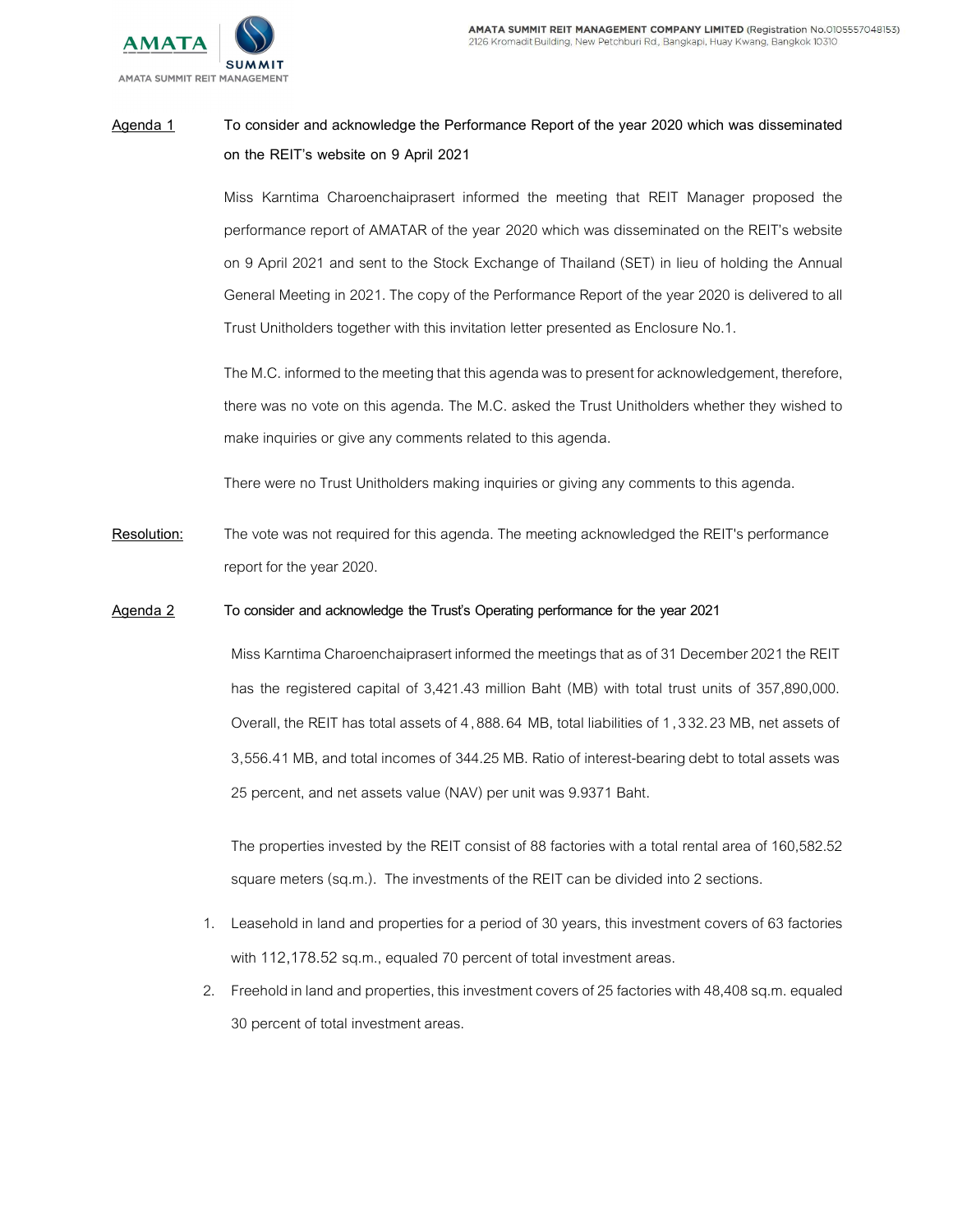**Agenda 1** **To consider and acknowledge the Performance Report of the year 2020 which was disseminated on the REIT's website on 9 April 2021**

Miss Karntima Charoenchaiprasert informed the meeting that REIT Manager proposed the performance report of AMATAR of the year 2020 which was disseminated on the REIT's website on 9 April 2021 and sent to the Stock Exchange of Thailand (SET) in lieu of holding the Annual General Meeting in 2021. The copy of the Performance Report of the year 2020 is delivered to all Trust Unitholders together with this invitation letter presented as Enclosure No.1.

The M.C. informed to the meeting that this agenda was to present for acknowledgement, therefore, there was no vote on this agenda. The M.C. asked the Trust Unitholders whether they wished to make inquiries or give any comments related to this agenda.

There were no Trust Unitholders making inquiries or giving any comments to this agenda.

**Resolution:** The vote was not required for this agenda. The meeting acknowledged the REIT's performance report for the year 2020.

**Agenda 2** **To consider and acknowledge the Trust's Operating performance for the year 2021**

Miss Karntima Charoenchaiprasert informed the meetings that as of 31 December 2021 the REIT has the registered capital of 3,421.43 million Baht (MB) with total trust units of 357,890,000. Overall, the REIT has total assets of 4,888.64 MB, total liabilities of 1,332.23 MB, net assets of 3,556.41 MB, and total incomes of 344.25 MB. Ratio of interest-bearing debt to total assets was 25 percent, and net assets value (NAV) per unit was 9.9371 Baht.

The properties invested by the REIT consist of 88 factories with a total rental area of 160,582.52 square meters (sq.m.). The investments of the REIT can be divided into 2 sections.

1. Leasehold in land and properties for a period of 30 years, this investment covers of 63 factories with 112,178.52 sq.m., equaled 70 percent of total investment areas.
2. Freehold in land and properties, this investment covers of 25 factories with 48,408 sq.m. equaled 30 percent of total investment areas.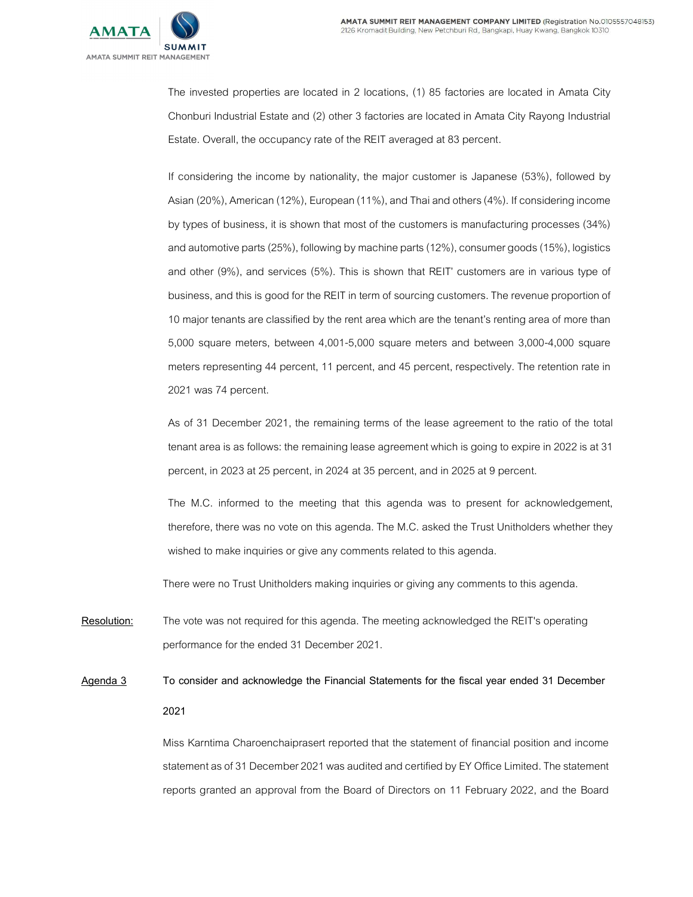The invested properties are located in 2 locations, (1) 85 factories are located in Amata City Chonburi Industrial Estate and (2) other 3 factories are located in Amata City Rayong Industrial Estate. Overall, the occupancy rate of the REIT averaged at 83 percent.

If considering the income by nationality, the major customer is Japanese (53%), followed by Asian (20%), American (12%), European (11%), and Thai and others (4%). If considering income by types of business, it is shown that most of the customers is manufacturing processes (34%) and automotive parts (25%), following by machine parts (12%), consumer goods (15%), logistics and other (9%), and services (5%). This is shown that REIT' customers are in various type of business, and this is good for the REIT in term of sourcing customers. The revenue proportion of 10 major tenants are classified by the rent area which are the tenant's renting area of more than 5,000 square meters, between 4,001-5,000 square meters and between 3,000-4,000 square meters representing 44 percent, 11 percent, and 45 percent, respectively. The retention rate in 2021 was 74 percent.

As of 31 December 2021, the remaining terms of the lease agreement to the ratio of the total tenant area is as follows: the remaining lease agreement which is going to expire in 2022 is at 31 percent, in 2023 at 25 percent, in 2024 at 35 percent, and in 2025 at 9 percent.

The M.C. informed to the meeting that this agenda was to present for acknowledgement, therefore, there was no vote on this agenda. The M.C. asked the Trust Unitholders whether they wished to make inquiries or give any comments related to this agenda.

There were no Trust Unitholders making inquiries or giving any comments to this agenda.

**Resolution:** The vote was not required for this agenda. The meeting acknowledged the REIT's operating performance for the ended 31 December 2021.

**Agenda 3** **To consider and acknowledge the Financial Statements for the fiscal year ended 31 December 2021**

Miss Karntima Charoenchaiprasert reported that the statement of financial position and income statement as of 31 December 2021 was audited and certified by EY Office Limited. The statement reports granted an approval from the Board of Directors on 11 February 2022, and the Board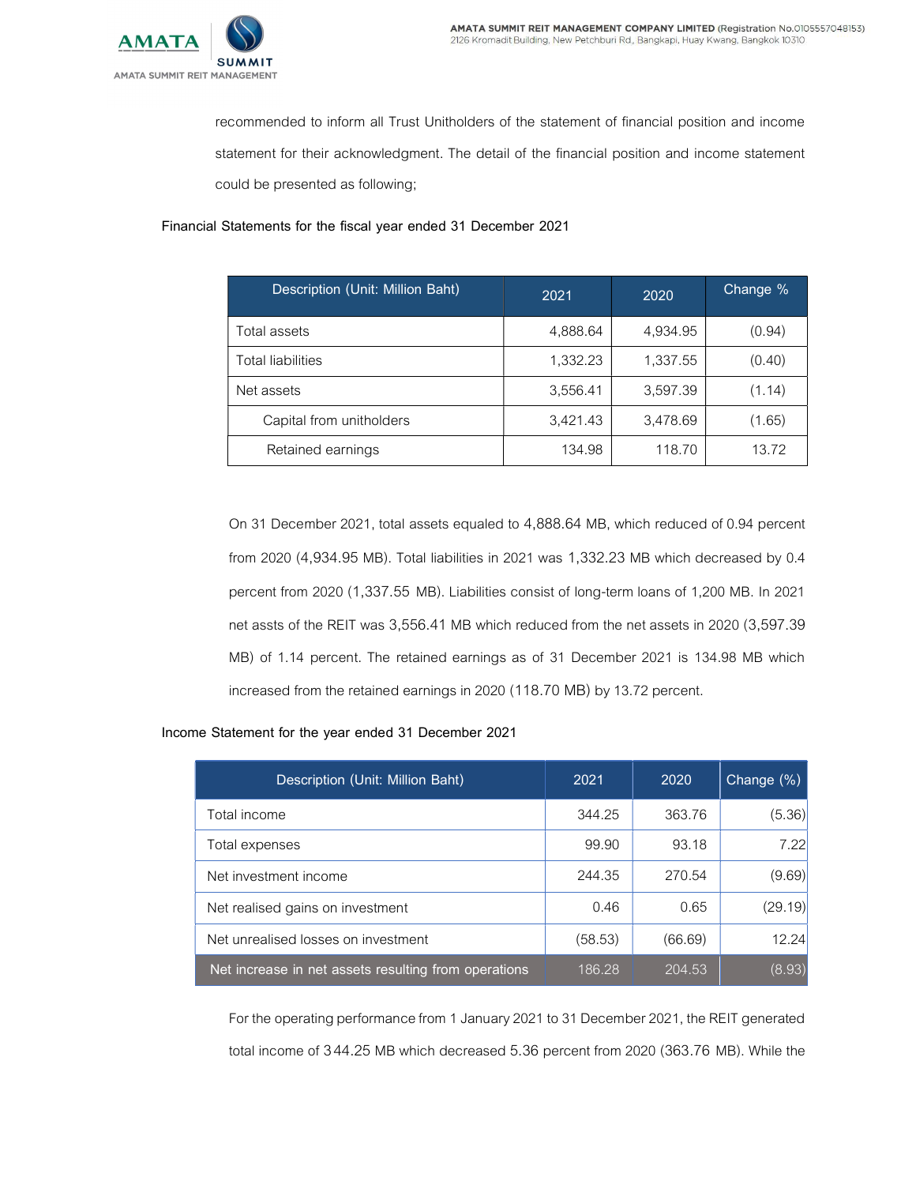recommended to inform all Trust Unitholders of the statement of financial position and income statement for their acknowledgment. The detail of the financial position and income statement could be presented as following;

**Financial Statements for the fiscal year ended 31 December 2021**

| Description (Unit: Million Baht) | 2021 | 2020 | Change % |
|---|---|---|---|
| Total assets | 4,888.64 | 4,934.95 | (0.94) |
| Total liabilities | 1,332.23 | 1,337.55 | (0.40) |
| Net assets | 3,556.41 | 3,597.39 | (1.14) |
| Capital from unitholders | 3,421.43 | 3,478.69 | (1.65) |
| Retained earnings | 134.98 | 118.70 | 13.72 |

On 31 December 2021, total assets equaled to 4,888.64 MB, which reduced of 0.94 percent from 2020 (4,934.95 MB). Total liabilities in 2021 was 1,332.23 MB which decreased by 0.4 percent from 2020 (1,337.55 MB). Liabilities consist of long-term loans of 1,200 MB. In 2021 net assts of the REIT was 3,556.41 MB which reduced from the net assets in 2020 (3,597.39 MB) of 1.14 percent. The retained earnings as of 31 December 2021 is 134.98 MB which increased from the retained earnings in 2020 (118.70 MB) by 13.72 percent.

**Income Statement for the year ended 31 December 2021**

| Description (Unit: Million Baht) | 2021 | 2020 | Change (%) |
|---|---|---|---|
| Total income | 344.25 | 363.76 | (5.36) |
| Total expenses | 99.90 | 93.18 | 7.22 |
| Net investment income | 244.35 | 270.54 | (9.69) |
| Net realised gains on investment | 0.46 | 0.65 | (29.19) |
| Net unrealised losses on investment | (58.53) | (66.69) | 12.24 |
| Net increase in net assets resulting from operations | 186.28 | 204.53 | (8.93) |

For the operating performance from 1 January 2021 to 31 December 2021, the REIT generated total income of 344.25 MB which decreased 5.36 percent from 2020 (363.76 MB). While the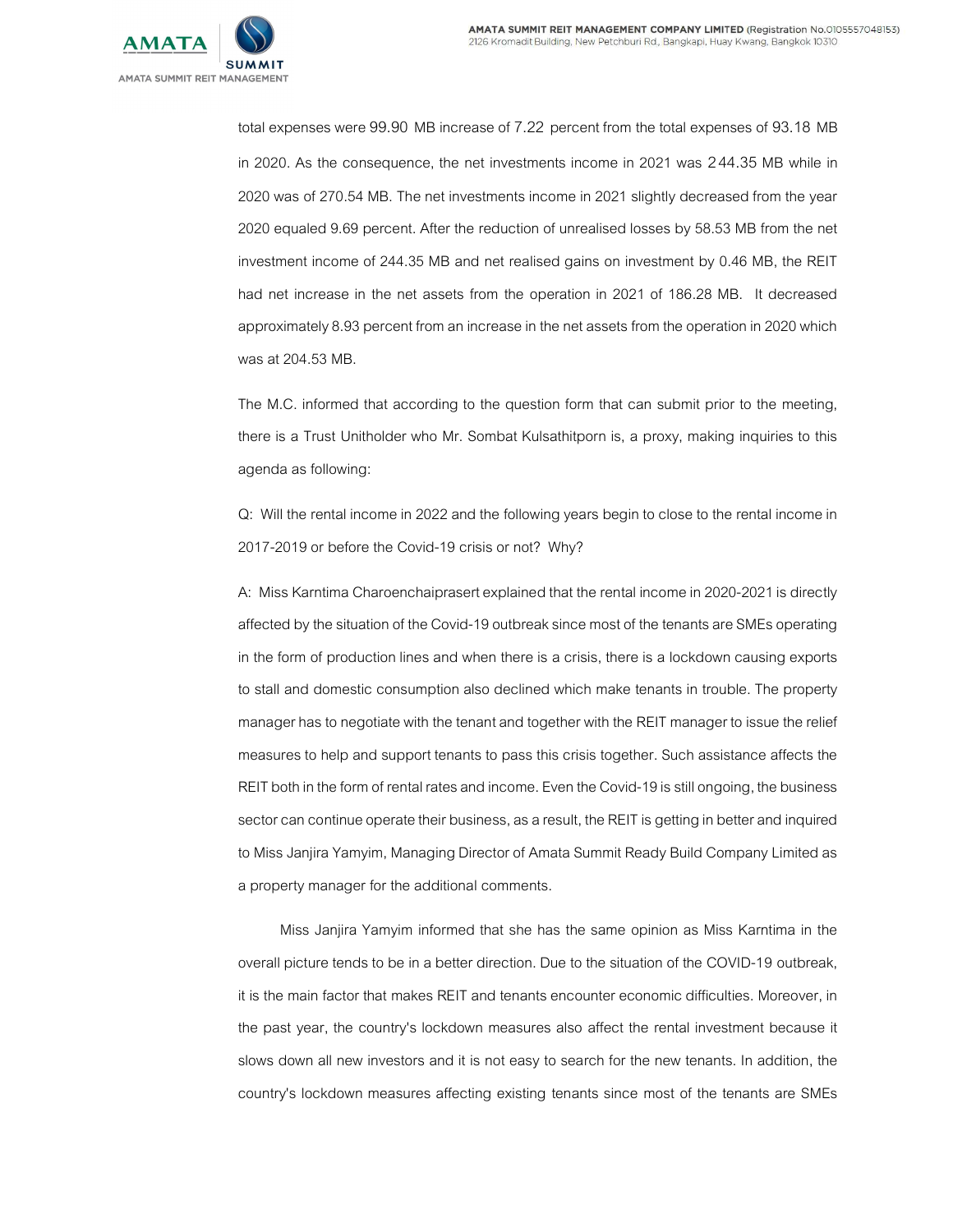total expenses were 99.90 MB increase of 7.22 percent from the total expenses of 93.18 MB in 2020. As the consequence, the net investments income in 2021 was 244.35 MB while in 2020 was of 270.54 MB. The net investments income in 2021 slightly decreased from the year 2020 equaled 9.69 percent. After the reduction of unrealised losses by 58.53 MB from the net investment income of 244.35 MB and net realised gains on investment by 0.46 MB, the REIT had net increase in the net assets from the operation in 2021 of 186.28 MB. It decreased approximately 8.93 percent from an increase in the net assets from the operation in 2020 which was at 204.53 MB.

The M.C. informed that according to the question form that can submit prior to the meeting, there is a Trust Unitholder who Mr. Sombat Kulsathitporn is, a proxy, making inquiries to this agenda as following:

Q: Will the rental income in 2022 and the following years begin to close to the rental income in 2017-2019 or before the Covid-19 crisis or not? Why?

A: Miss Karntima Charoenchaiprasert explained that the rental income in 2020-2021 is directly affected by the situation of the Covid-19 outbreak since most of the tenants are SMEs operating in the form of production lines and when there is a crisis, there is a lockdown causing exports to stall and domestic consumption also declined which make tenants in trouble. The property manager has to negotiate with the tenant and together with the REIT manager to issue the relief measures to help and support tenants to pass this crisis together. Such assistance affects the REIT both in the form of rental rates and income. Even the Covid-19 is still ongoing, the business sector can continue operate their business, as a result, the REIT is getting in better and inquired to Miss Janjira Yamyim, Managing Director of Amata Summit Ready Build Company Limited as a property manager for the additional comments.

Miss Janjira Yamyim informed that she has the same opinion as Miss Karntima in the overall picture tends to be in a better direction. Due to the situation of the COVID-19 outbreak, it is the main factor that makes REIT and tenants encounter economic difficulties. Moreover, in the past year, the country's lockdown measures also affect the rental investment because it slows down all new investors and it is not easy to search for the new tenants. In addition, the country's lockdown measures affecting existing tenants since most of the tenants are SMEs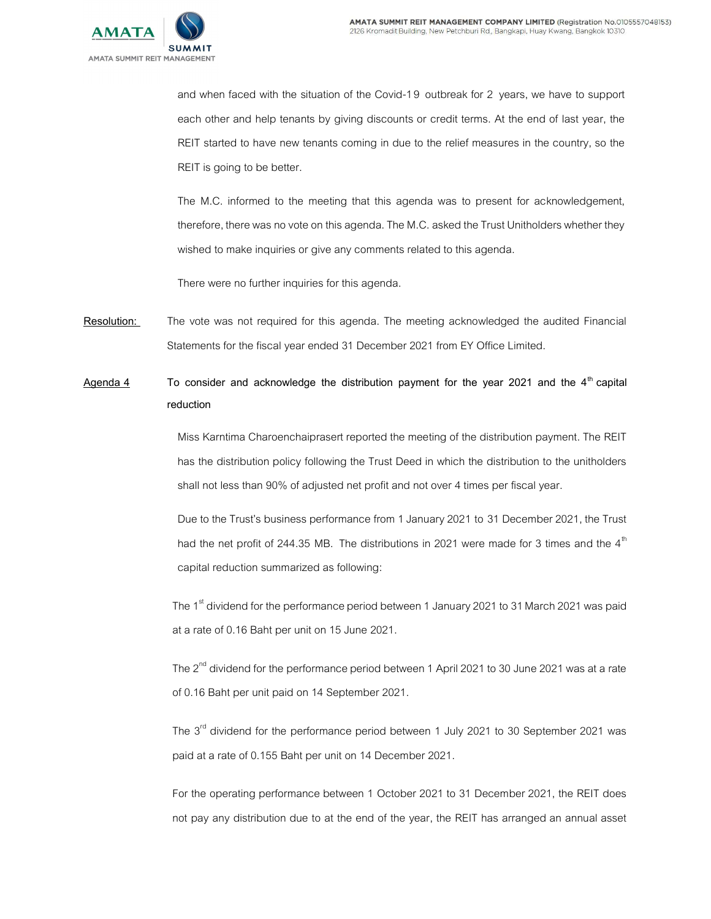and when faced with the situation of the Covid-19 outbreak for 2 years, we have to support each other and help tenants by giving discounts or credit terms. At the end of last year, the REIT started to have new tenants coming in due to the relief measures in the country, so the REIT is going to be better.

The M.C. informed to the meeting that this agenda was to present for acknowledgement, therefore, there was no vote on this agenda. The M.C. asked the Trust Unitholders whether they wished to make inquiries or give any comments related to this agenda.

There were no further inquiries for this agenda.

Resolution: The vote was not required for this agenda. The meeting acknowledged the audited Financial Statements for the fiscal year ended 31 December 2021 from EY Office Limited.

**Agenda 4 To consider and acknowledge the distribution payment for the year 2021 and the 4th capital reduction**

Miss Karntima Charoenchaiprasert reported the meeting of the distribution payment. The REIT has the distribution policy following the Trust Deed in which the distribution to the unitholders shall not less than 90% of adjusted net profit and not over 4 times per fiscal year.

Due to the Trust's business performance from 1 January 2021 to 31 December 2021, the Trust had the net profit of 244.35 MB. The distributions in 2021 were made for 3 times and the 4th capital reduction summarized as following:

The 1st dividend for the performance period between 1 January 2021 to 31 March 2021 was paid at a rate of 0.16 Baht per unit on 15 June 2021.

The 2nd dividend for the performance period between 1 April 2021 to 30 June 2021 was at a rate of 0.16 Baht per unit paid on 14 September 2021.

The 3rd dividend for the performance period between 1 July 2021 to 30 September 2021 was paid at a rate of 0.155 Baht per unit on 14 December 2021.

For the operating performance between 1 October 2021 to 31 December 2021, the REIT does not pay any distribution due to at the end of the year, the REIT has arranged an annual asset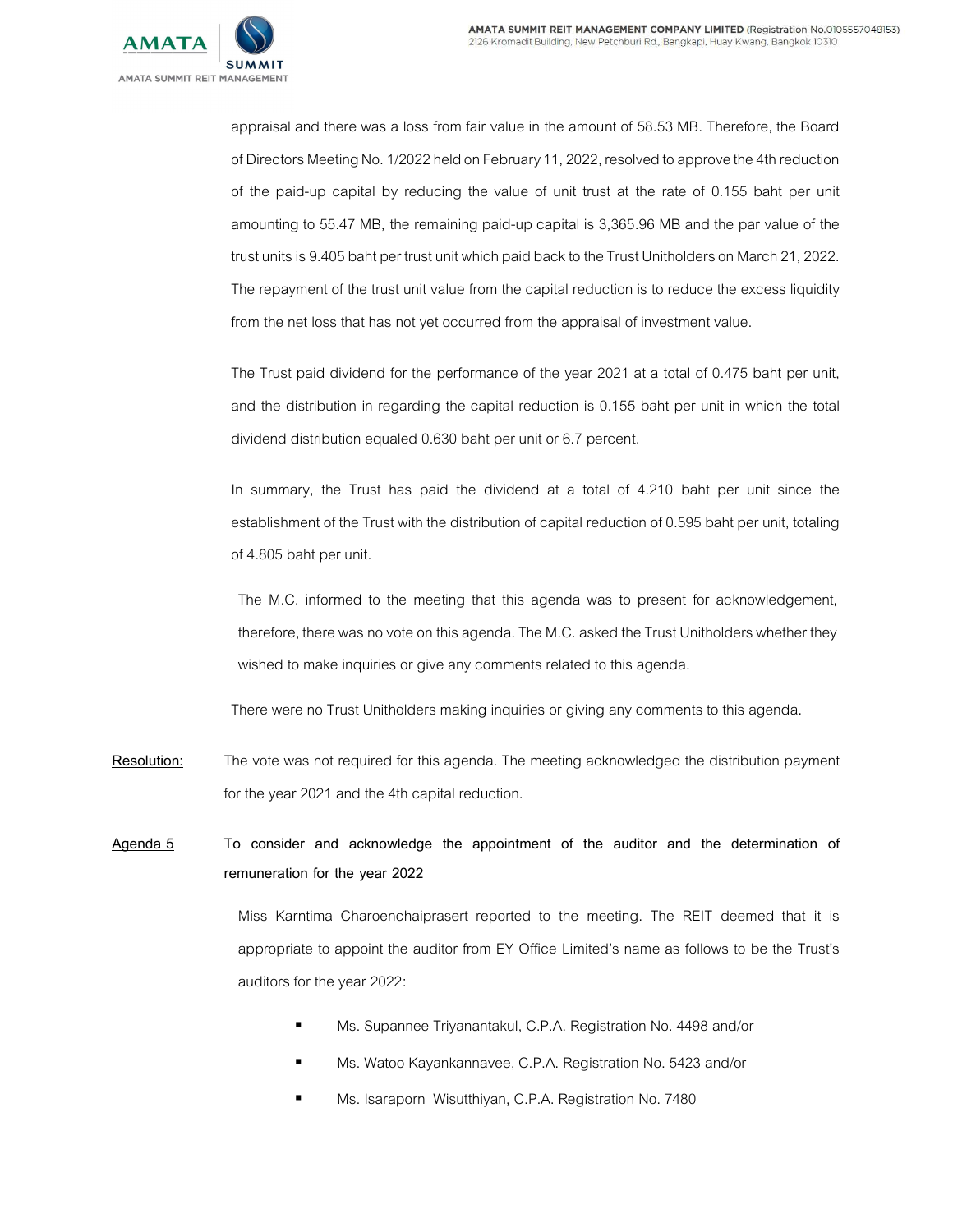appraisal and there was a loss from fair value in the amount of 58.53 MB. Therefore, the Board of Directors Meeting No. 1/2022 held on February 11, 2022, resolved to approve the 4th reduction of the paid-up capital by reducing the value of unit trust at the rate of 0.155 baht per unit amounting to 55.47 MB, the remaining paid-up capital is 3,365.96 MB and the par value of the trust units is 9.405 baht per trust unit which paid back to the Trust Unitholders on March 21, 2022. The repayment of the trust unit value from the capital reduction is to reduce the excess liquidity from the net loss that has not yet occurred from the appraisal of investment value.

The Trust paid dividend for the performance of the year 2021 at a total of 0.475 baht per unit, and the distribution in regarding the capital reduction is 0.155 baht per unit in which the total dividend distribution equaled 0.630 baht per unit or 6.7 percent.

In summary, the Trust has paid the dividend at a total of 4.210 baht per unit since the establishment of the Trust with the distribution of capital reduction of 0.595 baht per unit, totaling of 4.805 baht per unit.

The M.C. informed to the meeting that this agenda was to present for acknowledgement, therefore, there was no vote on this agenda. The M.C. asked the Trust Unitholders whether they wished to make inquiries or give any comments related to this agenda.

There were no Trust Unitholders making inquiries or giving any comments to this agenda.

<u>Resolution:</u> The vote was not required for this agenda. The meeting acknowledged the distribution payment for the year 2021 and the 4th capital reduction.

<u>Agenda 5</u> **To consider and acknowledge the appointment of the auditor and the determination of remuneration for the year 2022**

Miss Karntima Charoenchaiprasert reported to the meeting. The REIT deemed that it is appropriate to appoint the auditor from EY Office Limited's name as follows to be the Trust's auditors for the year 2022:

- Ms. Supannee Triyanantakul, C.P.A. Registration No. 4498 and/or
- Ms. Watoo Kayankannavee, C.P.A. Registration No. 5423 and/or
- Ms. Isaraporn Wisutthiyan, C.P.A. Registration No. 7480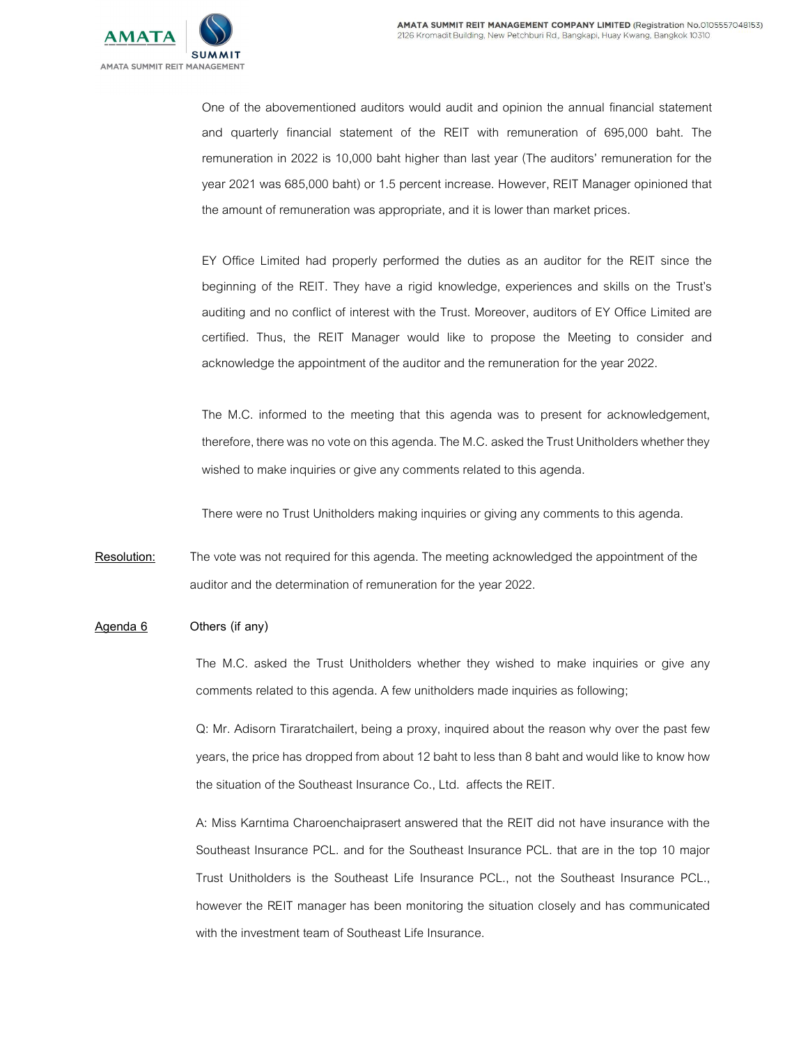One of the abovementioned auditors would audit and opinion the annual financial statement and quarterly financial statement of the REIT with remuneration of 695,000 baht. The remuneration in 2022 is 10,000 baht higher than last year (The auditors' remuneration for the year 2021 was 685,000 baht) or 1.5 percent increase. However, REIT Manager opinioned that the amount of remuneration was appropriate, and it is lower than market prices.

EY Office Limited had properly performed the duties as an auditor for the REIT since the beginning of the REIT. They have a rigid knowledge, experiences and skills on the Trust's auditing and no conflict of interest with the Trust. Moreover, auditors of EY Office Limited are certified. Thus, the REIT Manager would like to propose the Meeting to consider and acknowledge the appointment of the auditor and the remuneration for the year 2022.

The M.C. informed to the meeting that this agenda was to present for acknowledgement, therefore, there was no vote on this agenda. The M.C. asked the Trust Unitholders whether they wished to make inquiries or give any comments related to this agenda.

There were no Trust Unitholders making inquiries or giving any comments to this agenda.

**Resolution:** The vote was not required for this agenda. The meeting acknowledged the appointment of the auditor and the determination of remuneration for the year 2022.

**Agenda 6** Others (if any)

The M.C. asked the Trust Unitholders whether they wished to make inquiries or give any comments related to this agenda. A few unitholders made inquiries as following;

Q: Mr. Adisorn Tiraratchailert, being a proxy, inquired about the reason why over the past few years, the price has dropped from about 12 baht to less than 8 baht and would like to know how the situation of the Southeast Insurance Co., Ltd. affects the REIT.

A: Miss Karntima Charoenchaiprasert answered that the REIT did not have insurance with the Southeast Insurance PCL. and for the Southeast Insurance PCL. that are in the top 10 major Trust Unitholders is the Southeast Life Insurance PCL., not the Southeast Insurance PCL., however the REIT manager has been monitoring the situation closely and has communicated with the investment team of Southeast Life Insurance.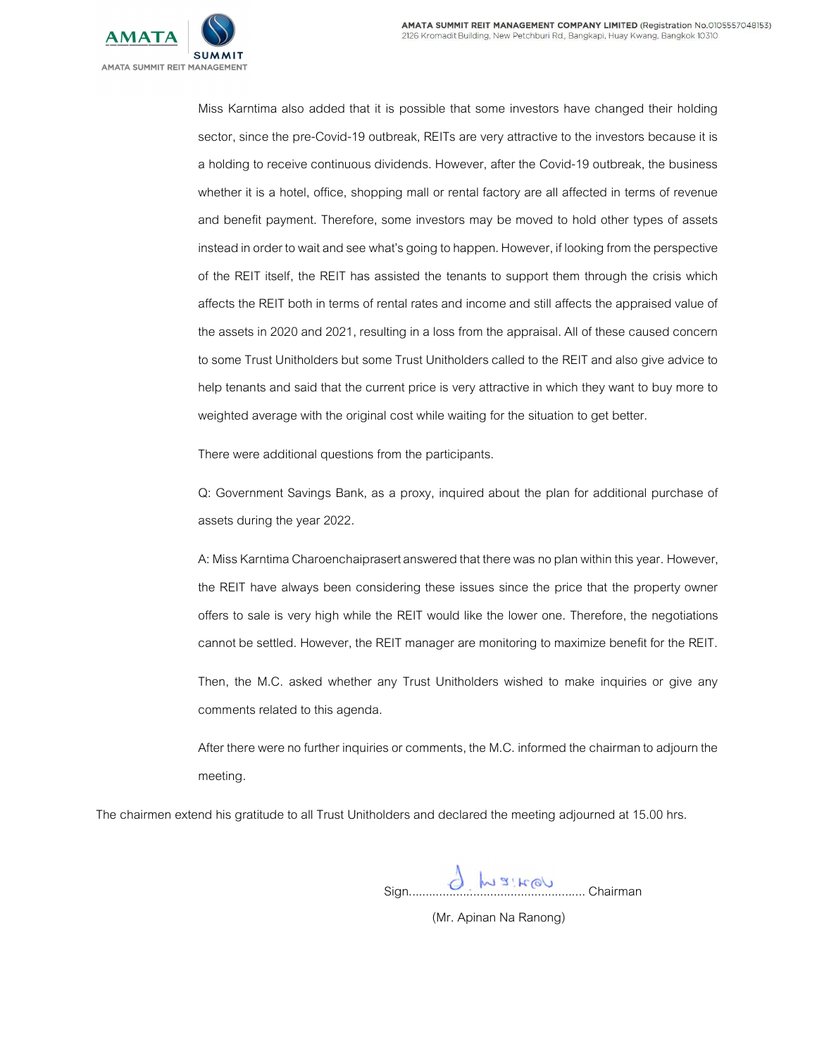Miss Karntima also added that it is possible that some investors have changed their holding sector, since the pre-Covid-19 outbreak, REITs are very attractive to the investors because it is a holding to receive continuous dividends. However, after the Covid-19 outbreak, the business whether it is a hotel, office, shopping mall or rental factory are all affected in terms of revenue and benefit payment. Therefore, some investors may be moved to hold other types of assets instead in order to wait and see what's going to happen. However, if looking from the perspective of the REIT itself, the REIT has assisted the tenants to support them through the crisis which affects the REIT both in terms of rental rates and income and still affects the appraised value of the assets in 2020 and 2021, resulting in a loss from the appraisal. All of these caused concern to some Trust Unitholders but some Trust Unitholders called to the REIT and also give advice to help tenants and said that the current price is very attractive in which they want to buy more to weighted average with the original cost while waiting for the situation to get better.

There were additional questions from the participants.

Q: Government Savings Bank, as a proxy, inquired about the plan for additional purchase of assets during the year 2022.

A: Miss Karntima Charoenchaiprasert answered that there was no plan within this year. However, the REIT have always been considering these issues since the price that the property owner offers to sale is very high while the REIT would like the lower one. Therefore, the negotiations cannot be settled. However, the REIT manager are monitoring to maximize benefit for the REIT.

Then, the M.C. asked whether any Trust Unitholders wished to make inquiries or give any comments related to this agenda.

After there were no further inquiries or comments, the M.C. informed the chairman to adjourn the meeting.

The chairmen extend his gratitude to all Trust Unitholders and declared the meeting adjourned at 15.00 hrs.

Sign.................................................... Chairman

(Mr. Apinan Na Ranong)